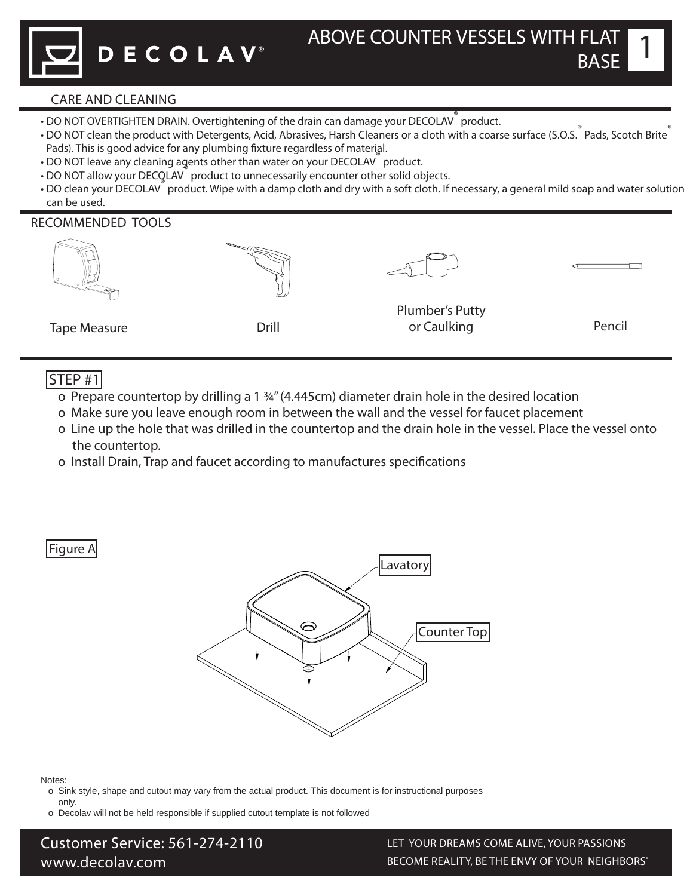# DECOLAV®

## ABOVE COUNTER VESSELS WITH FLAT BASE

### CARE AND CLEANING

- DO NOT OVERTIGHTEN DRAIN. Overtightening of the drain can damage your DECOLAV® product.
- DO NOT clean the product with Detergents, Acid, Abrasives, Harsh Cleaners or a cloth with a coarse surface (S.O.S.® Pads, Scotch Brite® Pads). This is good advice for any plumbing fixture regardless of material.
- DO NOT leave any cleaning agents other than water on your DECOLAV® product.
- DO NOT allow your DECOLAV® product to unnecessarily encounter other solid objects.
- DO clean your DECOLAV® product. Wipe with a damp cloth and dry with a soft cloth. If necessary, a general mild soap and water solution can be used.

### RECOMMENDED TOOLS

Tape Measure

Drill

Plumber's Putty or Caulking

Pencil

### STEP #1

- Prepare countertop by drilling a 1 ¾" (4.445cm) diameter drain hole in the desired location
- Make sure you leave enough room in between the wall and the vessel for faucet placement
- Line up the hole that was drilled in the countertop and the drain hole in the vessel. Place the vessel onto the countertop.
- Install Drain, Trap and faucet according to manufactures specifications

Figure A

Lavatory

Counter Top

Notes:

- Sink style, shape and cutout may vary from the actual product. This document is for instructional purposes only.
- Decolav will not be held responsible if supplied cutout template is not followed

Customer Service: 561-274-2110
www.decolav.com

LET YOUR DREAMS COME ALIVE, YOUR PASSIONS BECOME REALITY, BE THE ENVY OF YOUR NEIGHBORS®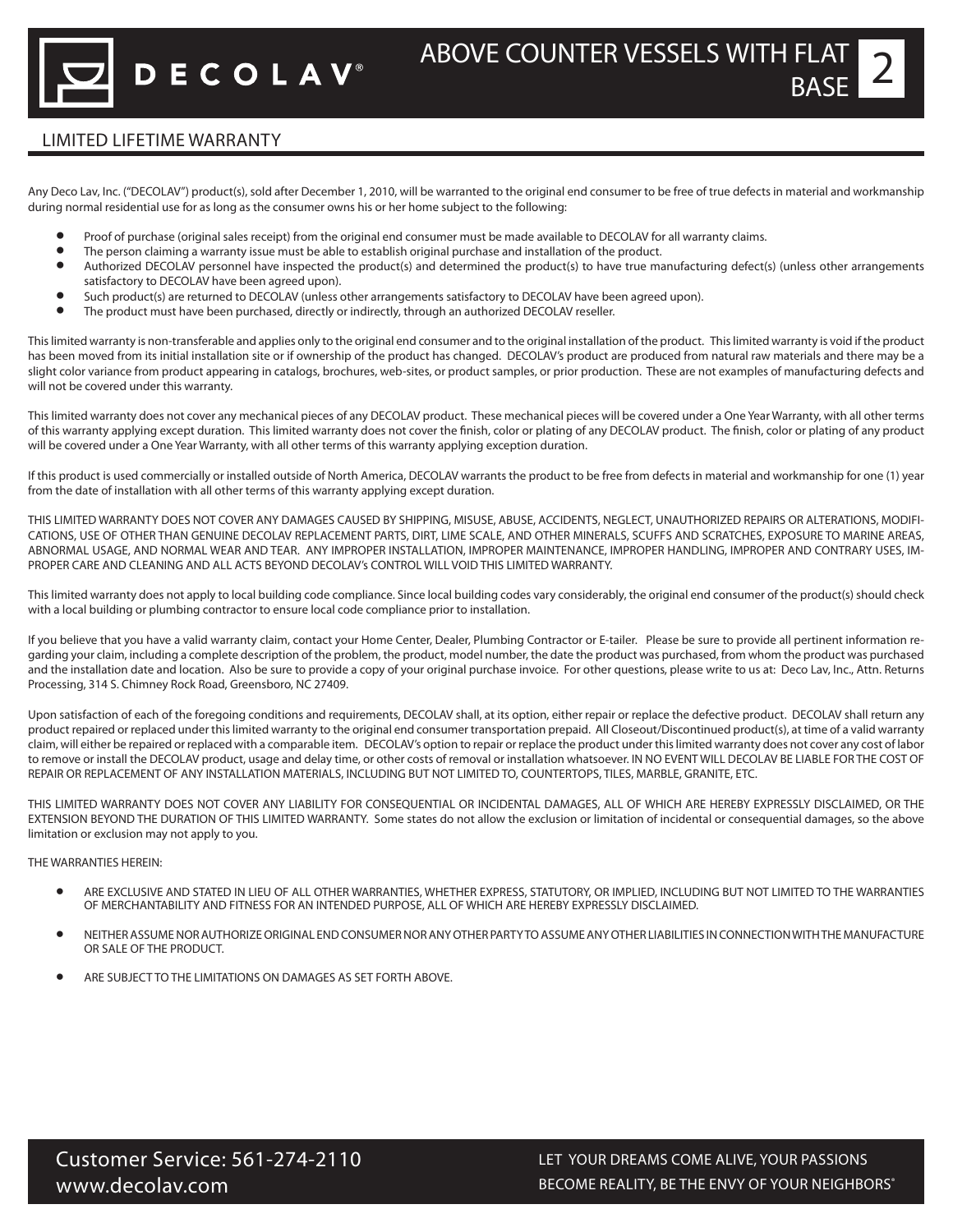## LIMITED LIFETIME WARRANTY

Any Deco Lav, Inc. ("DECOLAV") product(s), sold after December 1, 2010, will be warranted to the original end consumer to be free of true defects in material and workmanship during normal residential use for as long as the consumer owns his or her home subject to the following:

- Proof of purchase (original sales receipt) from the original end consumer must be made available to DECOLAV for all warranty claims.
- The person claiming a warranty issue must be able to establish original purchase and installation of the product.
- Authorized DECOLAV personnel have inspected the product(s) and determined the product(s) to have true manufacturing defect(s) (unless other arrangements satisfactory to DECOLAV have been agreed upon).
- Such product(s) are returned to DECOLAV (unless other arrangements satisfactory to DECOLAV have been agreed upon).
- The product must have been purchased, directly or indirectly, through an authorized DECOLAV reseller.

This limited warranty is non-transferable and applies only to the original end consumer and to the original installation of the product. This limited warranty is void if the product has been moved from its initial installation site or if ownership of the product has changed. DECOLAV's product are produced from natural raw materials and there may be a slight color variance from product appearing in catalogs, brochures, web-sites, or product samples, or prior production. These are not examples of manufacturing defects and will not be covered under this warranty.

This limited warranty does not cover any mechanical pieces of any DECOLAV product. These mechanical pieces will be covered under a One Year Warranty, with all other terms of this warranty applying except duration. This limited warranty does not cover the finish, color or plating of any DECOLAV product. The finish, color or plating of any product will be covered under a One Year Warranty, with all other terms of this warranty applying exception duration.

If this product is used commercially or installed outside of North America, DECOLAV warrants the product to be free from defects in material and workmanship for one (1) year from the date of installation with all other terms of this warranty applying except duration.

THIS LIMITED WARRANTY DOES NOT COVER ANY DAMAGES CAUSED BY SHIPPING, MISUSE, ABUSE, ACCIDENTS, NEGLECT, UNAUTHORIZED REPAIRS OR ALTERATIONS, MODIFICATIONS, USE OF OTHER THAN GENUINE DECOLAV REPLACEMENT PARTS, DIRT, LIME SCALE, AND OTHER MINERALS, SCUFFS AND SCRATCHES, EXPOSURE TO MARINE AREAS, ABNORMAL USAGE, AND NORMAL WEAR AND TEAR. ANY IMPROPER INSTALLATION, IMPROPER MAINTENANCE, IMPROPER HANDLING, IMPROPER AND CONTRARY USES, IMPROPER CARE AND CLEANING AND ALL ACTS BEYOND DECOLAV's CONTROL WILL VOID THIS LIMITED WARRANTY.

This limited warranty does not apply to local building code compliance. Since local building codes vary considerably, the original end consumer of the product(s) should check with a local building or plumbing contractor to ensure local code compliance prior to installation.

If you believe that you have a valid warranty claim, contact your Home Center, Dealer, Plumbing Contractor or E-tailer. Please be sure to provide all pertinent information regarding your claim, including a complete description of the problem, the product, model number, the date the product was purchased, from whom the product was purchased and the installation date and location. Also be sure to provide a copy of your original purchase invoice. For other questions, please write to us at: Deco Lav, Inc., Attn. Returns Processing, 314 S. Chimney Rock Road, Greensboro, NC 27409.

Upon satisfaction of each of the foregoing conditions and requirements, DECOLAV shall, at its option, either repair or replace the defective product. DECOLAV shall return any product repaired or replaced under this limited warranty to the original end consumer transportation prepaid. All Closeout/Discontinued product(s), at time of a valid warranty claim, will either be repaired or replaced with a comparable item. DECOLAV's option to repair or replace the product under this limited warranty does not cover any cost of labor to remove or install the DECOLAV product, usage and delay time, or other costs of removal or installation whatsoever. IN NO EVENT WILL DECOLAV BE LIABLE FOR THE COST OF REPAIR OR REPLACEMENT OF ANY INSTALLATION MATERIALS, INCLUDING BUT NOT LIMITED TO, COUNTERTOPS, TILES, MARBLE, GRANITE, ETC.

THIS LIMITED WARRANTY DOES NOT COVER ANY LIABILITY FOR CONSEQUENTIAL OR INCIDENTAL DAMAGES, ALL OF WHICH ARE HEREBY EXPRESSLY DISCLAIMED, OR THE EXTENSION BEYOND THE DURATION OF THIS LIMITED WARRANTY. Some states do not allow the exclusion or limitation of incidental or consequential damages, so the above limitation or exclusion may not apply to you.

THE WARRANTIES HEREIN:

- ARE EXCLUSIVE AND STATED IN LIEU OF ALL OTHER WARRANTIES, WHETHER EXPRESS, STATUTORY, OR IMPLIED, INCLUDING BUT NOT LIMITED TO THE WARRANTIES OF MERCHANTABILITY AND FITNESS FOR AN INTENDED PURPOSE, ALL OF WHICH ARE HEREBY EXPRESSLY DISCLAIMED.
- NEITHER ASSUME NOR AUTHORIZE ORIGINAL END CONSUMER NOR ANY OTHER PARTY TO ASSUME ANY OTHER LIABILITIES IN CONNECTION WITH THE MANUFACTURE OR SALE OF THE PRODUCT.
- ARE SUBJECT TO THE LIMITATIONS ON DAMAGES AS SET FORTH ABOVE.

Customer Service: 561-274-2110
www.decolav.com

LET YOUR DREAMS COME ALIVE, YOUR PASSIONS BECOME REALITY, BE THE ENVY OF YOUR NEIGHBORS®